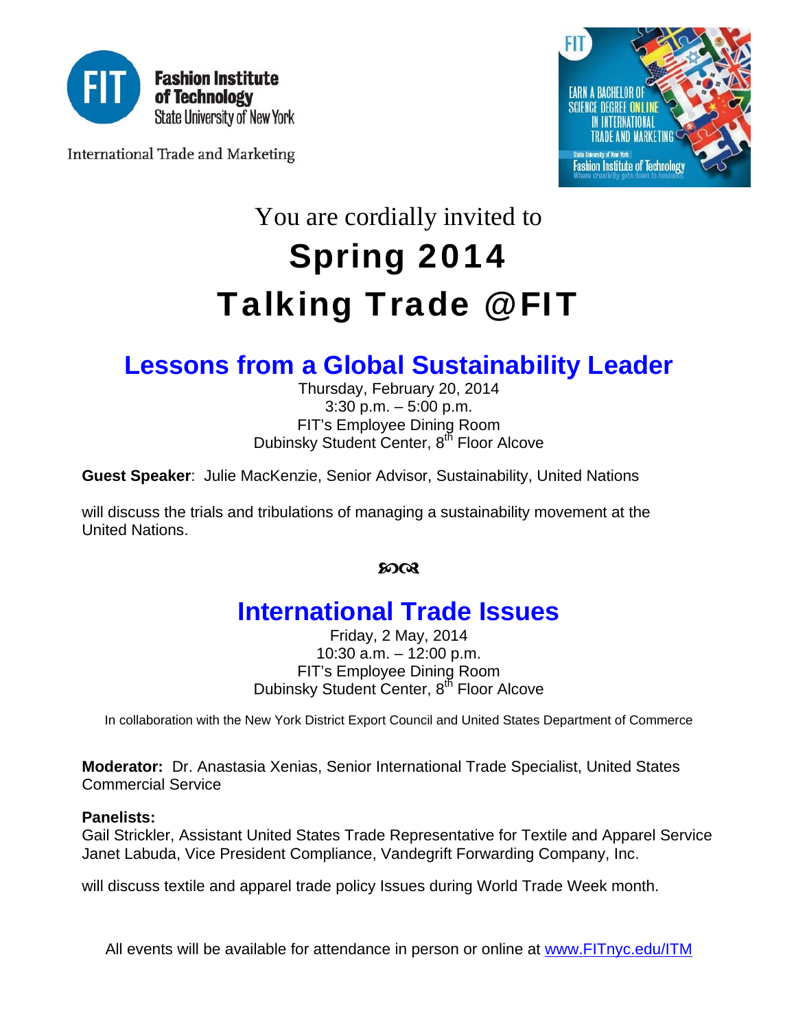Fashion Institute of Technology
State University of New York

International Trade and Marketing

You are cordially invited to

# Spring 2014
# Talking Trade @FIT

## Lessons from a Global Sustainability Leader

Thursday, February 20, 2014
3:30 p.m. – 5:00 p.m.
FIT's Employee Dining Room
Dubinsky Student Center, 8th Floor Alcove

**Guest Speaker**: Julie MacKenzie, Senior Advisor, Sustainability, United Nations

will discuss the trials and tribulations of managing a sustainability movement at the United Nations.

## International Trade Issues

Friday, 2 May, 2014
10:30 a.m. – 12:00 p.m.
FIT's Employee Dining Room
Dubinsky Student Center, 8th Floor Alcove

In collaboration with the New York District Export Council and United States Department of Commerce

**Moderator:** Dr. Anastasia Xenias, Senior International Trade Specialist, United States Commercial Service

**Panelists:**
Gail Strickler, Assistant United States Trade Representative for Textile and Apparel Service
Janet Labuda, Vice President Compliance, Vandegrift Forwarding Company, Inc.

will discuss textile and apparel trade policy Issues during World Trade Week month.

All events will be available for attendance in person or online at www.FITnyc.edu/ITM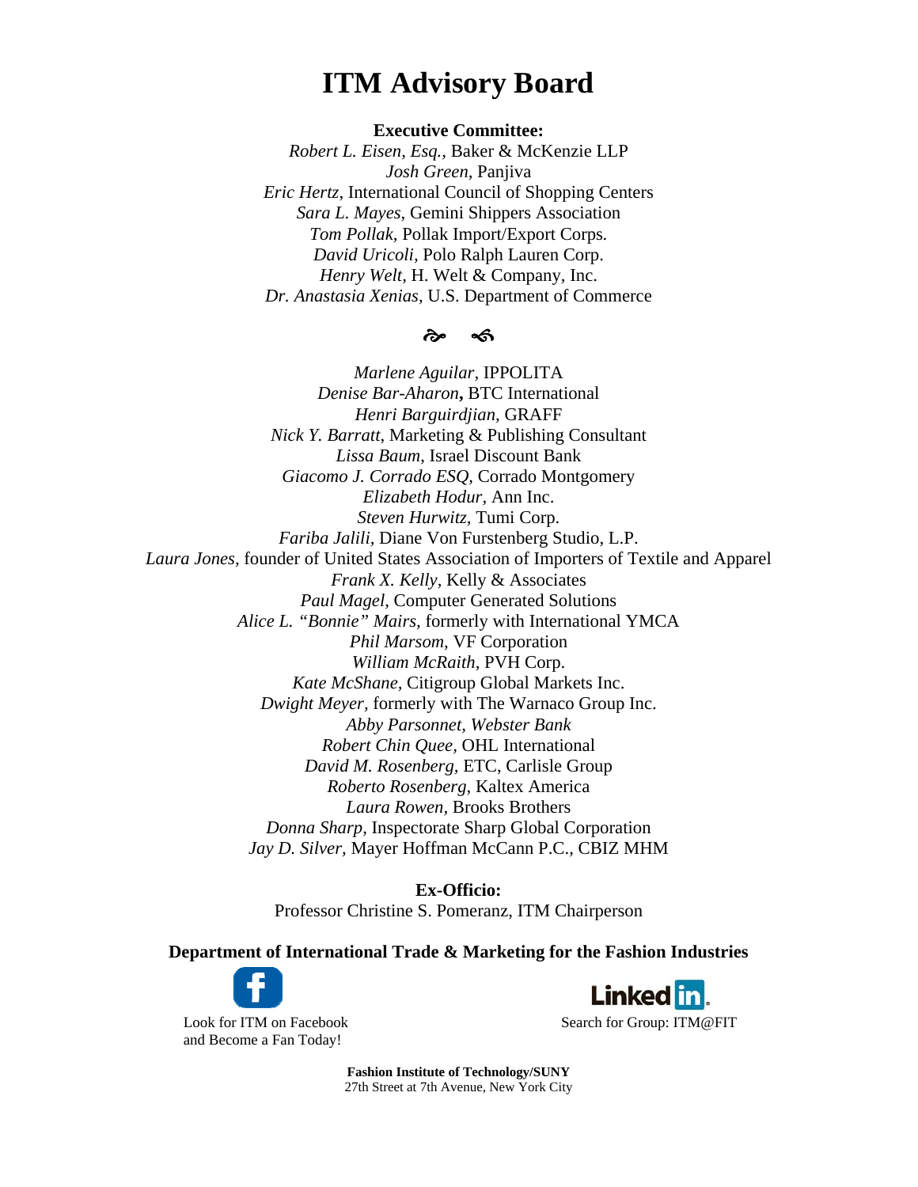# ITM Advisory Board

**Executive Committee:**

*Robert L. Eisen, Esq.,* Baker & McKenzie LLP
*Josh Green,* Panjiva
*Eric Hertz,* International Council of Shopping Centers
*Sara L. Mayes,* Gemini Shippers Association
*Tom Pollak,* Pollak Import/Export Corps.
*David Uricoli,* Polo Ralph Lauren Corp.
*Henry Welt,* H. Welt & Company, Inc.
*Dr. Anastasia Xenias,* U.S. Department of Commerce

*Marlene Aguilar,* IPPOLITA
*Denise Bar-Aharon***,** BTC International
*Henri Barguirdjian,* GRAFF
*Nick Y. Barratt,* Marketing & Publishing Consultant
*Lissa Baum,* Israel Discount Bank
*Giacomo J. Corrado ESQ,* Corrado Montgomery
*Elizabeth Hodur,* Ann Inc.
*Steven Hurwitz,* Tumi Corp.
*Fariba Jalili,* Diane Von Furstenberg Studio, L.P.
*Laura Jones,* founder of United States Association of Importers of Textile and Apparel
*Frank X. Kelly,* Kelly & Associates
*Paul Magel,* Computer Generated Solutions
*Alice L. "Bonnie" Mairs,* formerly with International YMCA
*Phil Marsom,* VF Corporation
*William McRaith,* PVH Corp.
*Kate McShane,* Citigroup Global Markets Inc.
*Dwight Meyer,* formerly with The Warnaco Group Inc.
*Abby Parsonnet, Webster Bank*
*Robert Chin Quee,* OHL International
*David M. Rosenberg,* ETC, Carlisle Group
*Roberto Rosenberg,* Kaltex America
*Laura Rowen,* Brooks Brothers
*Donna Sharp,* Inspectorate Sharp Global Corporation
*Jay D. Silver,* Mayer Hoffman McCann P.C., CBIZ MHM

**Ex-Officio:**

Professor Christine S. Pomeranz, ITM Chairperson

**Department of International Trade & Marketing for the Fashion Industries**

Look for ITM on Facebook and Become a Fan Today!

LinkedIn
Search for Group: ITM@FIT

**Fashion Institute of Technology/SUNY**
27th Street at 7th Avenue, New York City